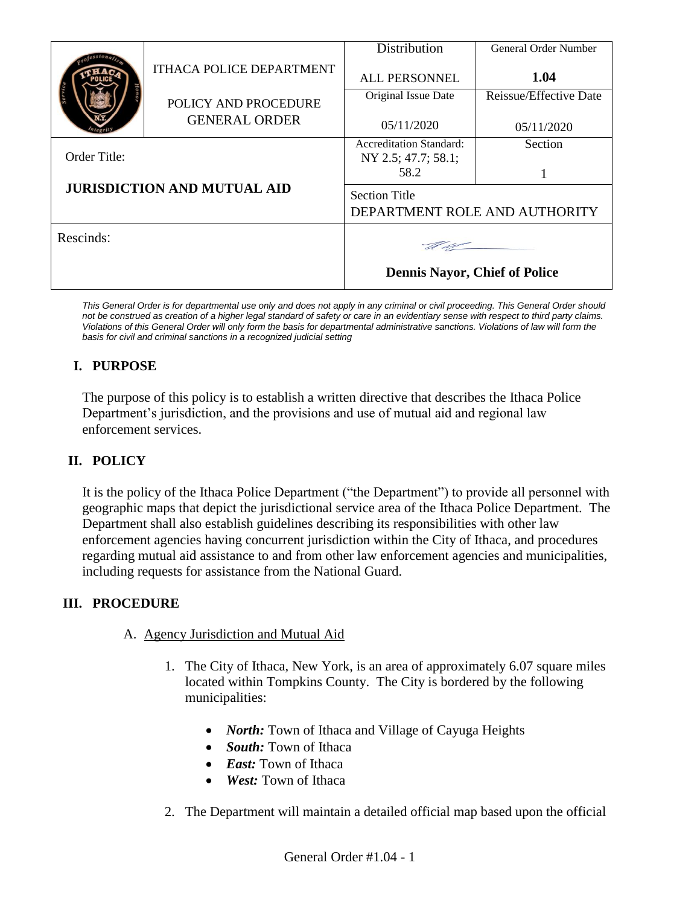| | ITHACA POLICE DEPARTMENT<br><br>POLICY AND PROCEDURE GENERAL ORDER | Distribution<br><br>ALL PERSONNEL | General Order Number<br><br>**1.04** |
|---|---|---|---|
| | | Original Issue Date<br><br>05/11/2020 | Reissue/Effective Date<br><br>05/11/2020 |
| Order Title:<br><br>**JURISDICTION AND MUTUAL AID** | | Accreditation Standard:<br>NY 2.5; 47.7; 58.1; 58.2 | Section<br><br>1 |
| | | Section Title<br>DEPARTMENT ROLE AND AUTHORITY | |
| Rescinds: | | **Dennis Nayor, Chief of Police** | |

*This General Order is for departmental use only and does not apply in any criminal or civil proceeding. This General Order should not be construed as creation of a higher legal standard of safety or care in an evidentiary sense with respect to third party claims. Violations of this General Order will only form the basis for departmental administrative sanctions. Violations of law will form the basis for civil and criminal sanctions in a recognized judicial setting*

## I. PURPOSE

The purpose of this policy is to establish a written directive that describes the Ithaca Police Department's jurisdiction, and the provisions and use of mutual aid and regional law enforcement services.

## II. POLICY

It is the policy of the Ithaca Police Department ("the Department") to provide all personnel with geographic maps that depict the jurisdictional service area of the Ithaca Police Department. The Department shall also establish guidelines describing its responsibilities with other law enforcement agencies having concurrent jurisdiction within the City of Ithaca, and procedures regarding mutual aid assistance to and from other law enforcement agencies and municipalities, including requests for assistance from the National Guard.

## III. PROCEDURE

A. Agency Jurisdiction and Mutual Aid

1. The City of Ithaca, New York, is an area of approximately 6.07 square miles located within Tompkins County. The City is bordered by the following municipalities:

   - ***North:*** Town of Ithaca and Village of Cayuga Heights
   - ***South:*** Town of Ithaca
   - ***East:*** Town of Ithaca
   - ***West:*** Town of Ithaca

2. The Department will maintain a detailed official map based upon the official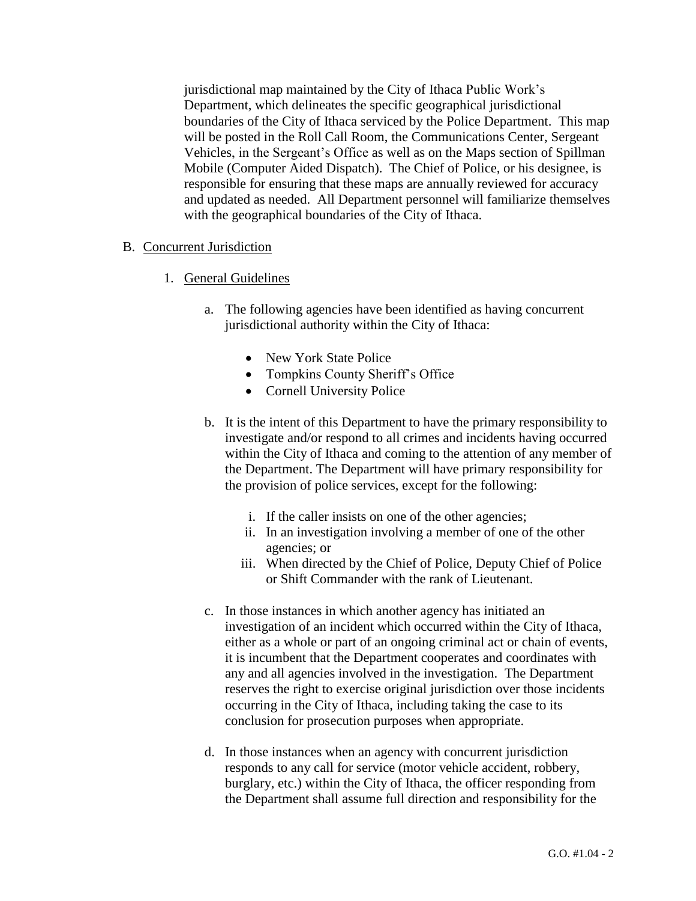jurisdictional map maintained by the City of Ithaca Public Work's Department, which delineates the specific geographical jurisdictional boundaries of the City of Ithaca serviced by the Police Department. This map will be posted in the Roll Call Room, the Communications Center, Sergeant Vehicles, in the Sergeant's Office as well as on the Maps section of Spillman Mobile (Computer Aided Dispatch). The Chief of Police, or his designee, is responsible for ensuring that these maps are annually reviewed for accuracy and updated as needed. All Department personnel will familiarize themselves with the geographical boundaries of the City of Ithaca.

B. <u>Concurrent Jurisdiction</u>

1. <u>General Guidelines</u>

   a. The following agencies have been identified as having concurrent jurisdictional authority within the City of Ithaca:

      - New York State Police
      - Tompkins County Sheriff's Office
      - Cornell University Police

   b. It is the intent of this Department to have the primary responsibility to investigate and/or respond to all crimes and incidents having occurred within the City of Ithaca and coming to the attention of any member of the Department. The Department will have primary responsibility for the provision of police services, except for the following:

      i. If the caller insists on one of the other agencies;
      ii. In an investigation involving a member of one of the other agencies; or
      iii. When directed by the Chief of Police, Deputy Chief of Police or Shift Commander with the rank of Lieutenant.

   c. In those instances in which another agency has initiated an investigation of an incident which occurred within the City of Ithaca, either as a whole or part of an ongoing criminal act or chain of events, it is incumbent that the Department cooperates and coordinates with any and all agencies involved in the investigation. The Department reserves the right to exercise original jurisdiction over those incidents occurring in the City of Ithaca, including taking the case to its conclusion for prosecution purposes when appropriate.

   d. In those instances when an agency with concurrent jurisdiction responds to any call for service (motor vehicle accident, robbery, burglary, etc.) within the City of Ithaca, the officer responding from the Department shall assume full direction and responsibility for the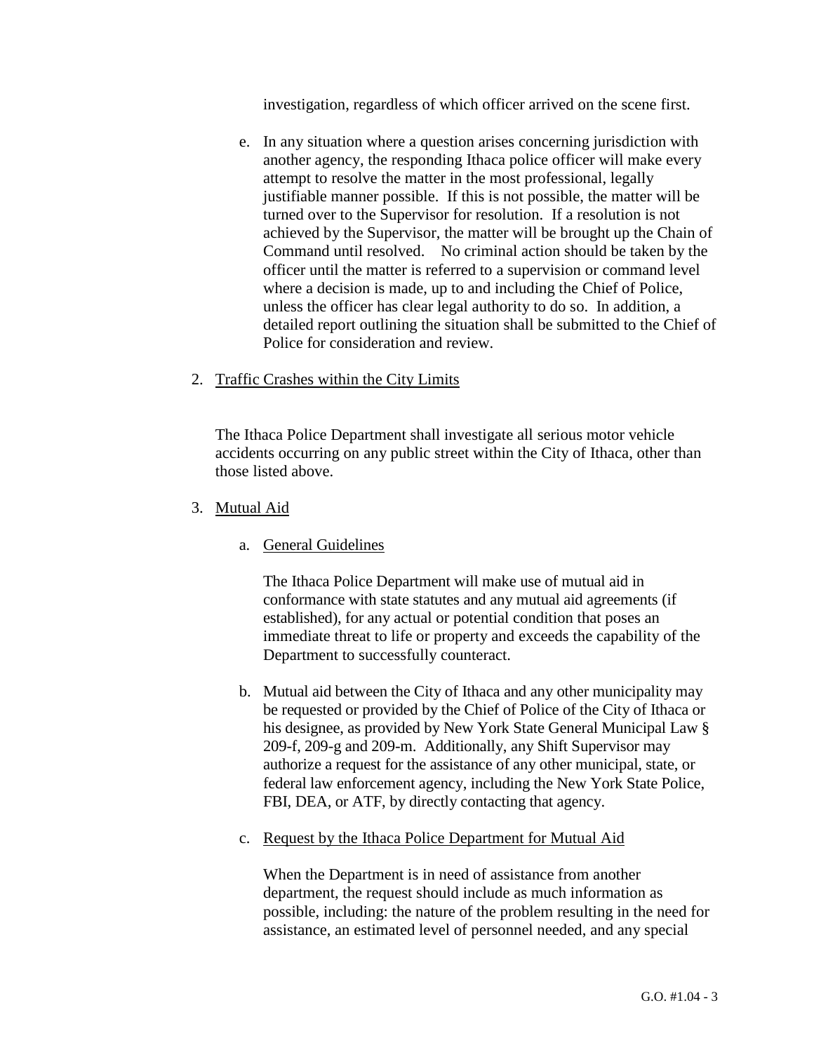investigation, regardless of which officer arrived on the scene first.

e. In any situation where a question arises concerning jurisdiction with another agency, the responding Ithaca police officer will make every attempt to resolve the matter in the most professional, legally justifiable manner possible. If this is not possible, the matter will be turned over to the Supervisor for resolution. If a resolution is not achieved by the Supervisor, the matter will be brought up the Chain of Command until resolved. No criminal action should be taken by the officer until the matter is referred to a supervision or command level where a decision is made, up to and including the Chief of Police, unless the officer has clear legal authority to do so. In addition, a detailed report outlining the situation shall be submitted to the Chief of Police for consideration and review.

2. Traffic Crashes within the City Limits

The Ithaca Police Department shall investigate all serious motor vehicle accidents occurring on any public street within the City of Ithaca, other than those listed above.

3. Mutual Aid

a. General Guidelines

The Ithaca Police Department will make use of mutual aid in conformance with state statutes and any mutual aid agreements (if established), for any actual or potential condition that poses an immediate threat to life or property and exceeds the capability of the Department to successfully counteract.

b. Mutual aid between the City of Ithaca and any other municipality may be requested or provided by the Chief of Police of the City of Ithaca or his designee, as provided by New York State General Municipal Law § 209-f, 209-g and 209-m. Additionally, any Shift Supervisor may authorize a request for the assistance of any other municipal, state, or federal law enforcement agency, including the New York State Police, FBI, DEA, or ATF, by directly contacting that agency.

c. Request by the Ithaca Police Department for Mutual Aid

When the Department is in need of assistance from another department, the request should include as much information as possible, including: the nature of the problem resulting in the need for assistance, an estimated level of personnel needed, and any special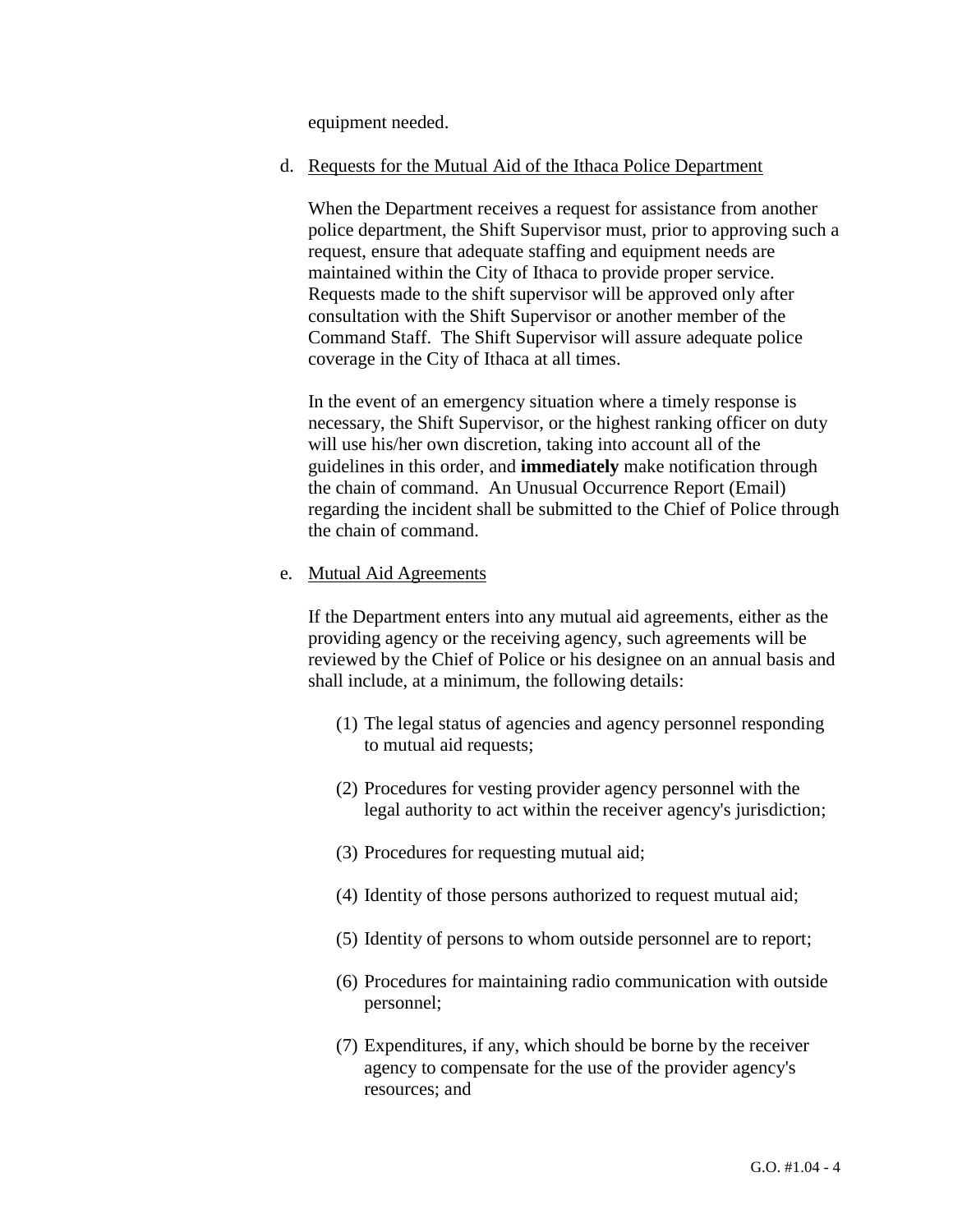equipment needed.

d. Requests for the Mutual Aid of the Ithaca Police Department

When the Department receives a request for assistance from another police department, the Shift Supervisor must, prior to approving such a request, ensure that adequate staffing and equipment needs are maintained within the City of Ithaca to provide proper service. Requests made to the shift supervisor will be approved only after consultation with the Shift Supervisor or another member of the Command Staff. The Shift Supervisor will assure adequate police coverage in the City of Ithaca at all times.

In the event of an emergency situation where a timely response is necessary, the Shift Supervisor, or the highest ranking officer on duty will use his/her own discretion, taking into account all of the guidelines in this order, and **immediately** make notification through the chain of command. An Unusual Occurrence Report (Email) regarding the incident shall be submitted to the Chief of Police through the chain of command.

e. Mutual Aid Agreements

If the Department enters into any mutual aid agreements, either as the providing agency or the receiving agency, such agreements will be reviewed by the Chief of Police or his designee on an annual basis and shall include, at a minimum, the following details:

(1) The legal status of agencies and agency personnel responding to mutual aid requests;

(2) Procedures for vesting provider agency personnel with the legal authority to act within the receiver agency's jurisdiction;

(3) Procedures for requesting mutual aid;

(4) Identity of those persons authorized to request mutual aid;

(5) Identity of persons to whom outside personnel are to report;

(6) Procedures for maintaining radio communication with outside personnel;

(7) Expenditures, if any, which should be borne by the receiver agency to compensate for the use of the provider agency's resources; and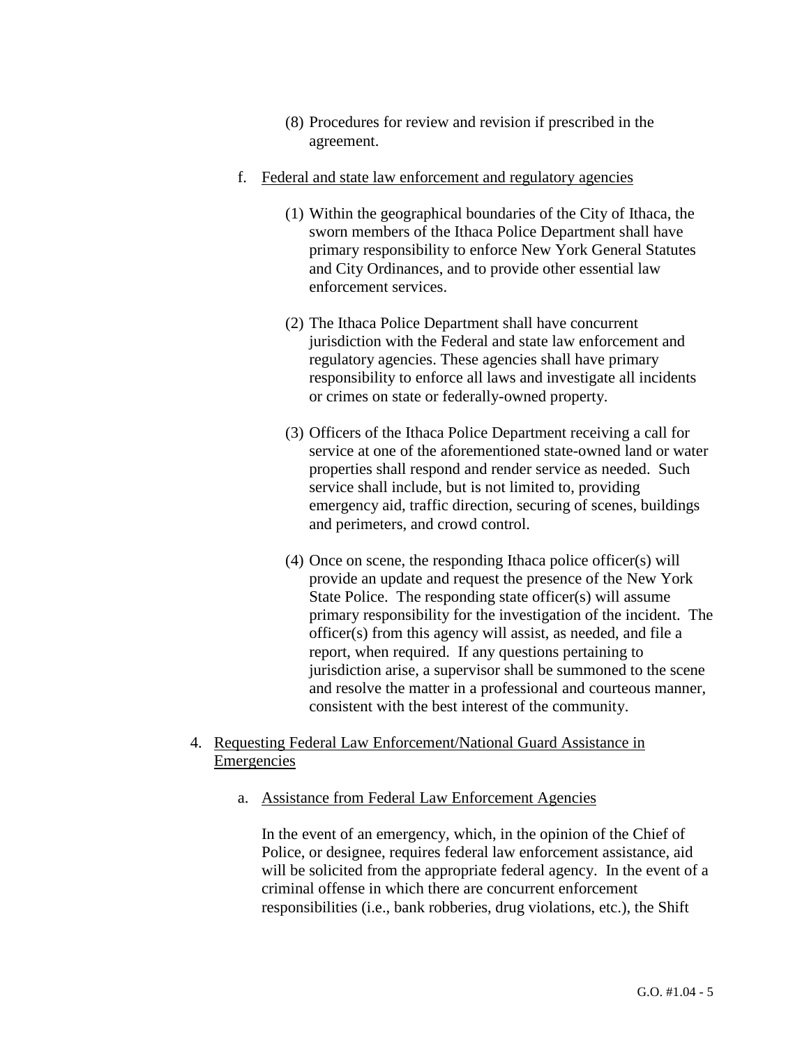(8) Procedures for review and revision if prescribed in the agreement.

f. <u>Federal and state law enforcement and regulatory agencies</u>

(1) Within the geographical boundaries of the City of Ithaca, the sworn members of the Ithaca Police Department shall have primary responsibility to enforce New York General Statutes and City Ordinances, and to provide other essential law enforcement services.

(2) The Ithaca Police Department shall have concurrent jurisdiction with the Federal and state law enforcement and regulatory agencies. These agencies shall have primary responsibility to enforce all laws and investigate all incidents or crimes on state or federally-owned property.

(3) Officers of the Ithaca Police Department receiving a call for service at one of the aforementioned state-owned land or water properties shall respond and render service as needed. Such service shall include, but is not limited to, providing emergency aid, traffic direction, securing of scenes, buildings and perimeters, and crowd control.

(4) Once on scene, the responding Ithaca police officer(s) will provide an update and request the presence of the New York State Police. The responding state officer(s) will assume primary responsibility for the investigation of the incident. The officer(s) from this agency will assist, as needed, and file a report, when required. If any questions pertaining to jurisdiction arise, a supervisor shall be summoned to the scene and resolve the matter in a professional and courteous manner, consistent with the best interest of the community.

4. <u>Requesting Federal Law Enforcement/National Guard Assistance in Emergencies</u>

a. <u>Assistance from Federal Law Enforcement Agencies</u>

In the event of an emergency, which, in the opinion of the Chief of Police, or designee, requires federal law enforcement assistance, aid will be solicited from the appropriate federal agency. In the event of a criminal offense in which there are concurrent enforcement responsibilities (i.e., bank robberies, drug violations, etc.), the Shift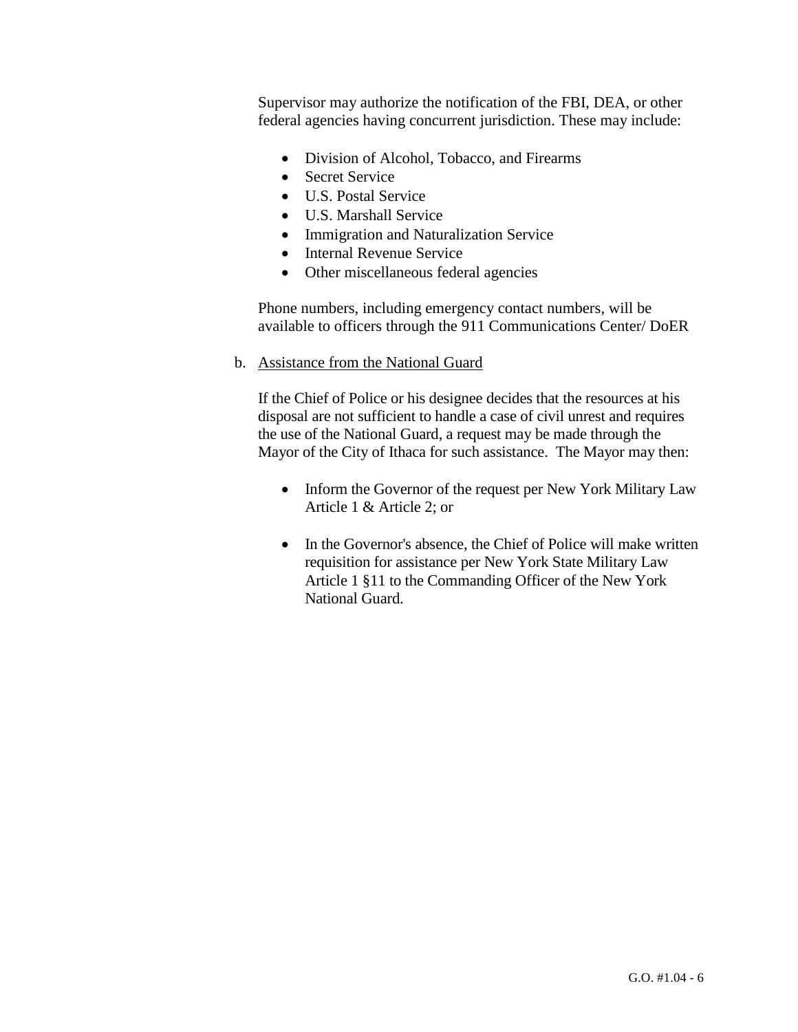Supervisor may authorize the notification of the FBI, DEA, or other federal agencies having concurrent jurisdiction. These may include:

- Division of Alcohol, Tobacco, and Firearms
- Secret Service
- U.S. Postal Service
- U.S. Marshall Service
- Immigration and Naturalization Service
- Internal Revenue Service
- Other miscellaneous federal agencies

Phone numbers, including emergency contact numbers, will be available to officers through the 911 Communications Center/ DoER

b. <u>Assistance from the National Guard</u>

If the Chief of Police or his designee decides that the resources at his disposal are not sufficient to handle a case of civil unrest and requires the use of the National Guard, a request may be made through the Mayor of the City of Ithaca for such assistance. The Mayor may then:

- Inform the Governor of the request per New York Military Law Article 1 & Article 2; or

- In the Governor's absence, the Chief of Police will make written requisition for assistance per New York State Military Law Article 1 §11 to the Commanding Officer of the New York National Guard.